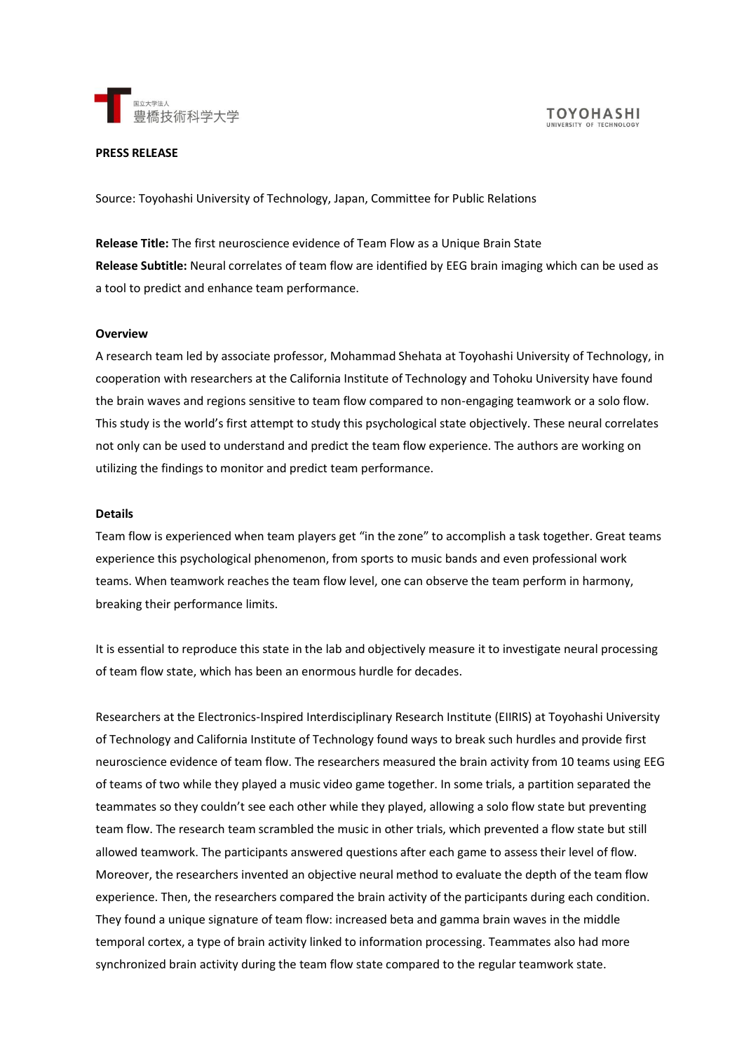国立大学法人
豊橋技術科学大学

TOYOHASHI
UNIVERSITY OF TECHNOLOGY

**PRESS RELEASE**

Source: Toyohashi University of Technology, Japan, Committee for Public Relations

**Release Title:** The first neuroscience evidence of Team Flow as a Unique Brain State
**Release Subtitle:** Neural correlates of team flow are identified by EEG brain imaging which can be used as a tool to predict and enhance team performance.

**Overview**

A research team led by associate professor, Mohammad Shehata at Toyohashi University of Technology, in cooperation with researchers at the California Institute of Technology and Tohoku University have found the brain waves and regions sensitive to team flow compared to non-engaging teamwork or a solo flow. This study is the world's first attempt to study this psychological state objectively. These neural correlates not only can be used to understand and predict the team flow experience. The authors are working on utilizing the findings to monitor and predict team performance.

**Details**

Team flow is experienced when team players get "in the zone" to accomplish a task together. Great teams experience this psychological phenomenon, from sports to music bands and even professional work teams. When teamwork reaches the team flow level, one can observe the team perform in harmony, breaking their performance limits.

It is essential to reproduce this state in the lab and objectively measure it to investigate neural processing of team flow state, which has been an enormous hurdle for decades.

Researchers at the Electronics-Inspired Interdisciplinary Research Institute (EIIRIS) at Toyohashi University of Technology and California Institute of Technology found ways to break such hurdles and provide first neuroscience evidence of team flow. The researchers measured the brain activity from 10 teams using EEG of teams of two while they played a music video game together. In some trials, a partition separated the teammates so they couldn't see each other while they played, allowing a solo flow state but preventing team flow. The research team scrambled the music in other trials, which prevented a flow state but still allowed teamwork. The participants answered questions after each game to assess their level of flow. Moreover, the researchers invented an objective neural method to evaluate the depth of the team flow experience. Then, the researchers compared the brain activity of the participants during each condition. They found a unique signature of team flow: increased beta and gamma brain waves in the middle temporal cortex, a type of brain activity linked to information processing. Teammates also had more synchronized brain activity during the team flow state compared to the regular teamwork state.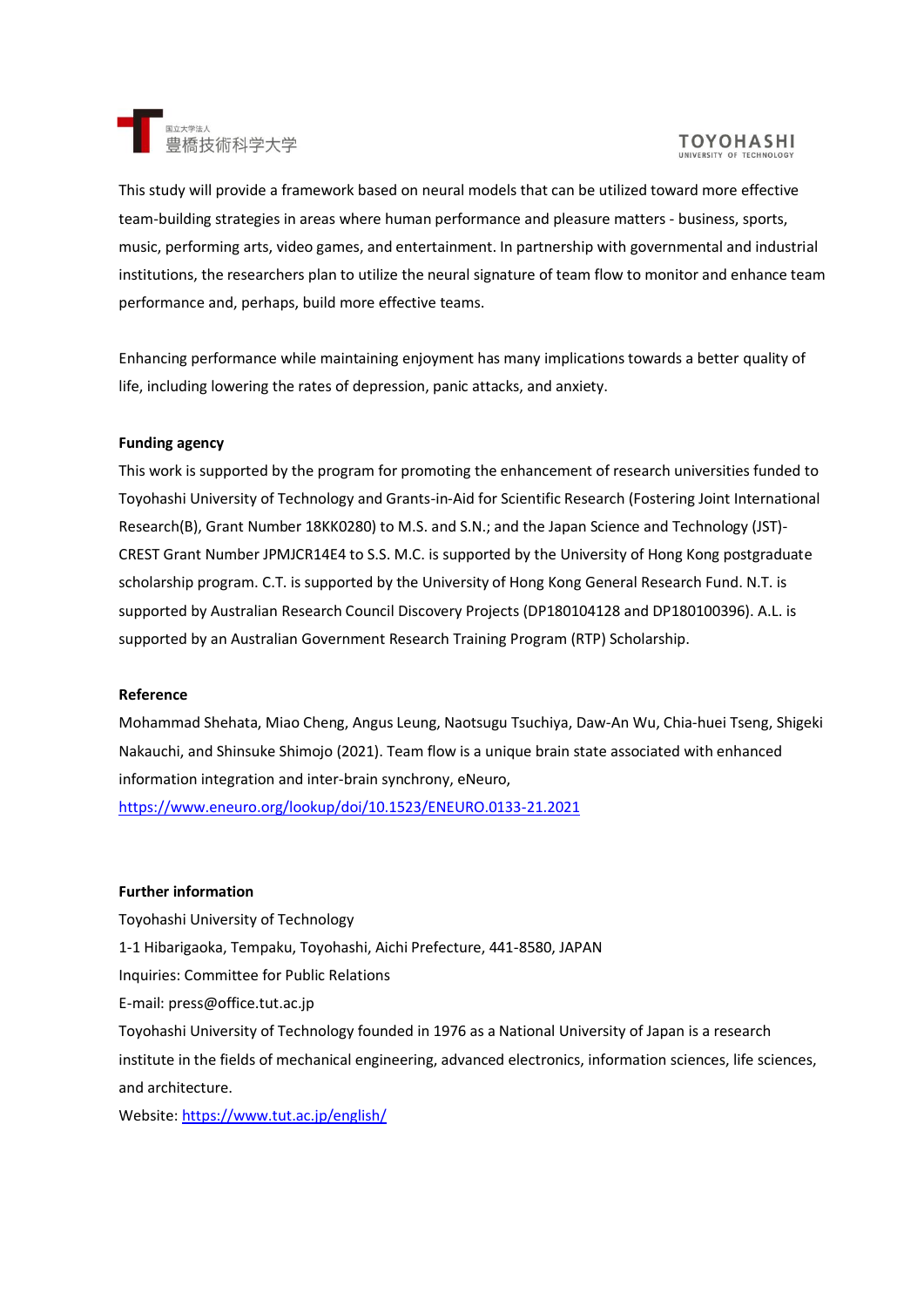This study will provide a framework based on neural models that can be utilized toward more effective team-building strategies in areas where human performance and pleasure matters - business, sports, music, performing arts, video games, and entertainment. In partnership with governmental and industrial institutions, the researchers plan to utilize the neural signature of team flow to monitor and enhance team performance and, perhaps, build more effective teams.

Enhancing performance while maintaining enjoyment has many implications towards a better quality of life, including lowering the rates of depression, panic attacks, and anxiety.

**Funding agency**

This work is supported by the program for promoting the enhancement of research universities funded to Toyohashi University of Technology and Grants-in-Aid for Scientific Research (Fostering Joint International Research(B), Grant Number 18KK0280) to M.S. and S.N.; and the Japan Science and Technology (JST)-CREST Grant Number JPMJCR14E4 to S.S. M.C. is supported by the University of Hong Kong postgraduate scholarship program. C.T. is supported by the University of Hong Kong General Research Fund. N.T. is supported by Australian Research Council Discovery Projects (DP180104128 and DP180100396). A.L. is supported by an Australian Government Research Training Program (RTP) Scholarship.

**Reference**

Mohammad Shehata, Miao Cheng, Angus Leung, Naotsugu Tsuchiya, Daw-An Wu, Chia-huei Tseng, Shigeki Nakauchi, and Shinsuke Shimojo (2021). Team flow is a unique brain state associated with enhanced information integration and inter-brain synchrony, eNeuro, https://www.eneuro.org/lookup/doi/10.1523/ENEURO.0133-21.2021

**Further information**

Toyohashi University of Technology
1-1 Hibarigaoka, Tempaku, Toyohashi, Aichi Prefecture, 441-8580, JAPAN
Inquiries: Committee for Public Relations
E-mail: press@office.tut.ac.jp
Toyohashi University of Technology founded in 1976 as a National University of Japan is a research institute in the fields of mechanical engineering, advanced electronics, information sciences, life sciences, and architecture.
Website: https://www.tut.ac.jp/english/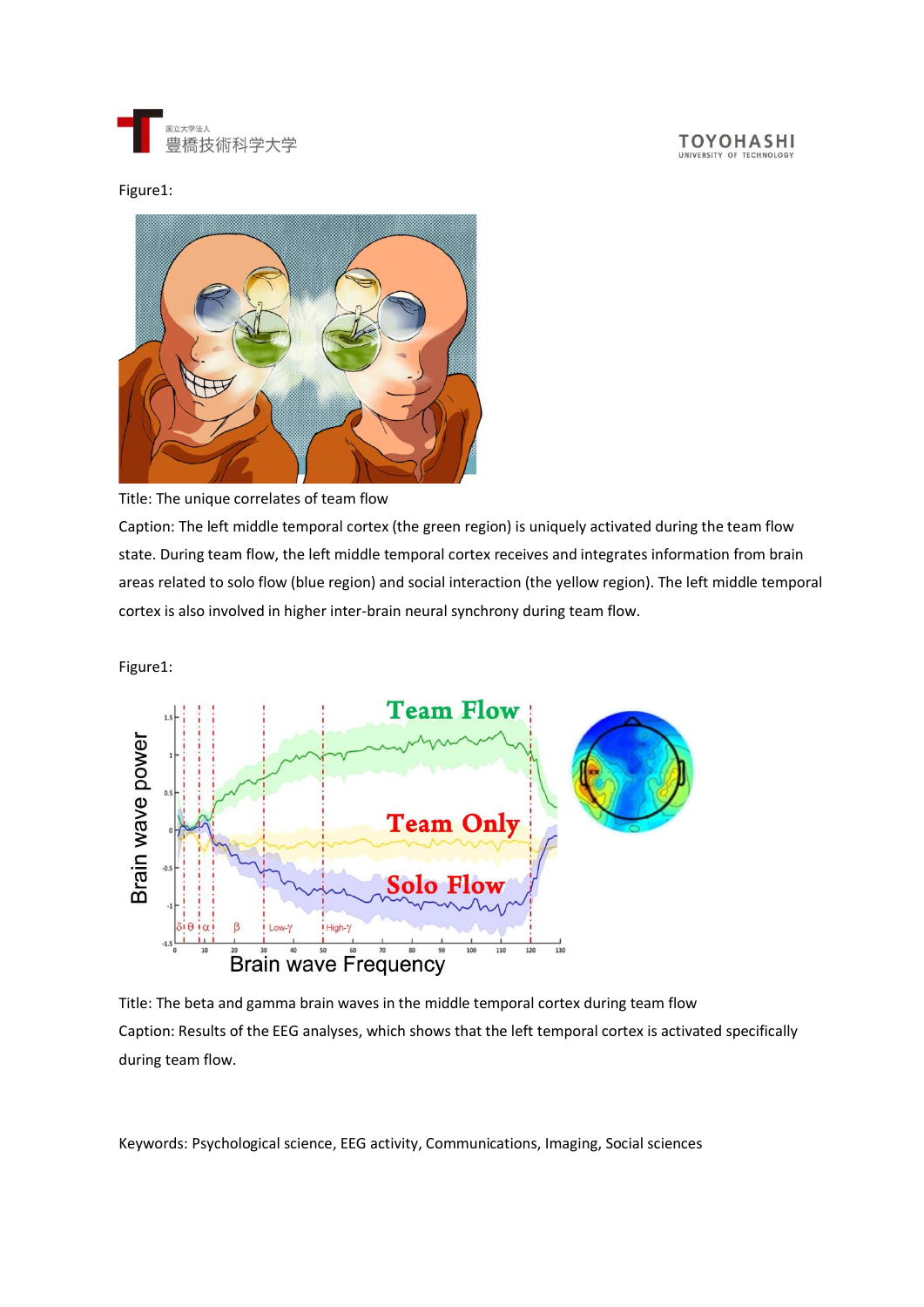Figure1:

Title: The unique correlates of team flow

Caption: The left middle temporal cortex (the green region) is uniquely activated during the team flow state. During team flow, the left middle temporal cortex receives and integrates information from brain areas related to solo flow (blue region) and social interaction (the yellow region). The left middle temporal cortex is also involved in higher inter-brain neural synchrony during team flow.

Figure1:

Team Flow
Team Only
Solo Flow
Brain wave power
Brain wave Frequency
δ θ α β Low-γ High-γ
1.5
1
0.5
0
-0.5
-1
-1.5
0 10 20 30 40 50 60 70 80 90 100 110 120 130

Title: The beta and gamma brain waves in the middle temporal cortex during team flow

Caption: Results of the EEG analyses, which shows that the left temporal cortex is activated specifically during team flow.

Keywords: Psychological science, EEG activity, Communications, Imaging, Social sciences